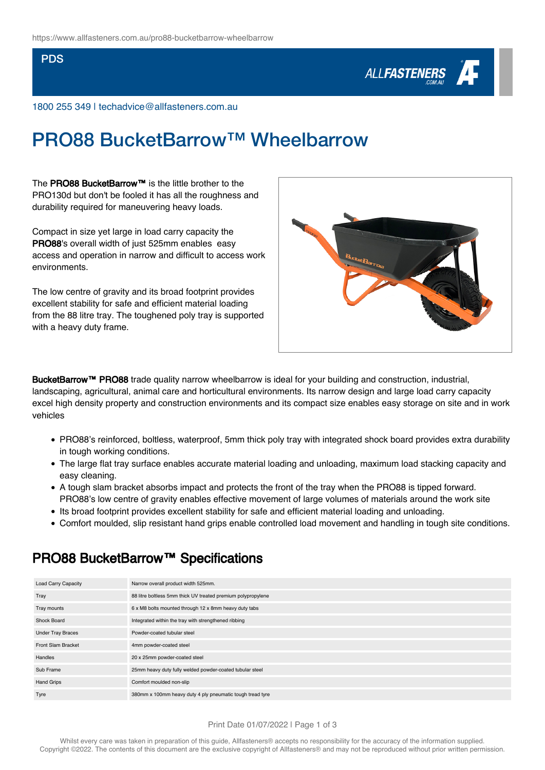https://www.allfasteners.com.au/pro88-bucketbarrow-wheelbarrow

PDS

1800 255 349 | techadvice@allfasteners.com.au

# PRO88 BucketBarrow™ Wheelbarrow

The **PRO88 BucketBarrow™** is the little brother to the PRO130d but don't be fooled it has all the roughness and durability required for maneuvering heavy loads.

Compact in size yet large in load carry capacity the **PRO88**'s overall width of just 525mm enables easy access and operation in narrow and difficult to access work environments.

The low centre of gravity and its broad footprint provides excellent stability for safe and efficient material loading from the 88 litre tray. The toughened poly tray is supported with a heavy duty frame.

**BucketBarrow™ PRO88** trade quality narrow wheelbarrow is ideal for your building and construction, industrial, landscaping, agricultural, animal care and horticultural environments. Its narrow design and large load carry capacity excel high density property and construction environments and its compact size enables easy storage on site and in work vehicles

- PRO88's reinforced, boltless, waterproof, 5mm thick poly tray with integrated shock board provides extra durability in tough working conditions.
- The large flat tray surface enables accurate material loading and unloading, maximum load stacking capacity and easy cleaning.
- A tough slam bracket absorbs impact and protects the front of the tray when the PRO88 is tipped forward. PRO88's low centre of gravity enables effective movement of large volumes of materials around the work site
- Its broad footprint provides excellent stability for safe and efficient material loading and unloading.
- Comfort moulded, slip resistant hand grips enable controlled load movement and handling in tough site conditions.

## PRO88 BucketBarrow™ Specifications

| | |
|---|---|
| Load Carry Capacity | Narrow overall product width 525mm. |
| Tray | 88 litre boltless 5mm thick UV treated premium polypropylene |
| Tray mounts | 6 x M8 bolts mounted through 12 x 8mm heavy duty tabs |
| Shock Board | Integrated within the tray with strengthened ribbing |
| Under Tray Braces | Powder-coated tubular steel |
| Front Slam Bracket | 4mm powder-coated steel |
| Handles | 20 x 25mm powder-coated steel |
| Sub Frame | 25mm heavy duty fully welded powder-coated tubular steel |
| Hand Grips | Comfort moulded non-slip |
| Tyre | 380mm x 100mm heavy duty 4 ply pneumatic tough tread tyre |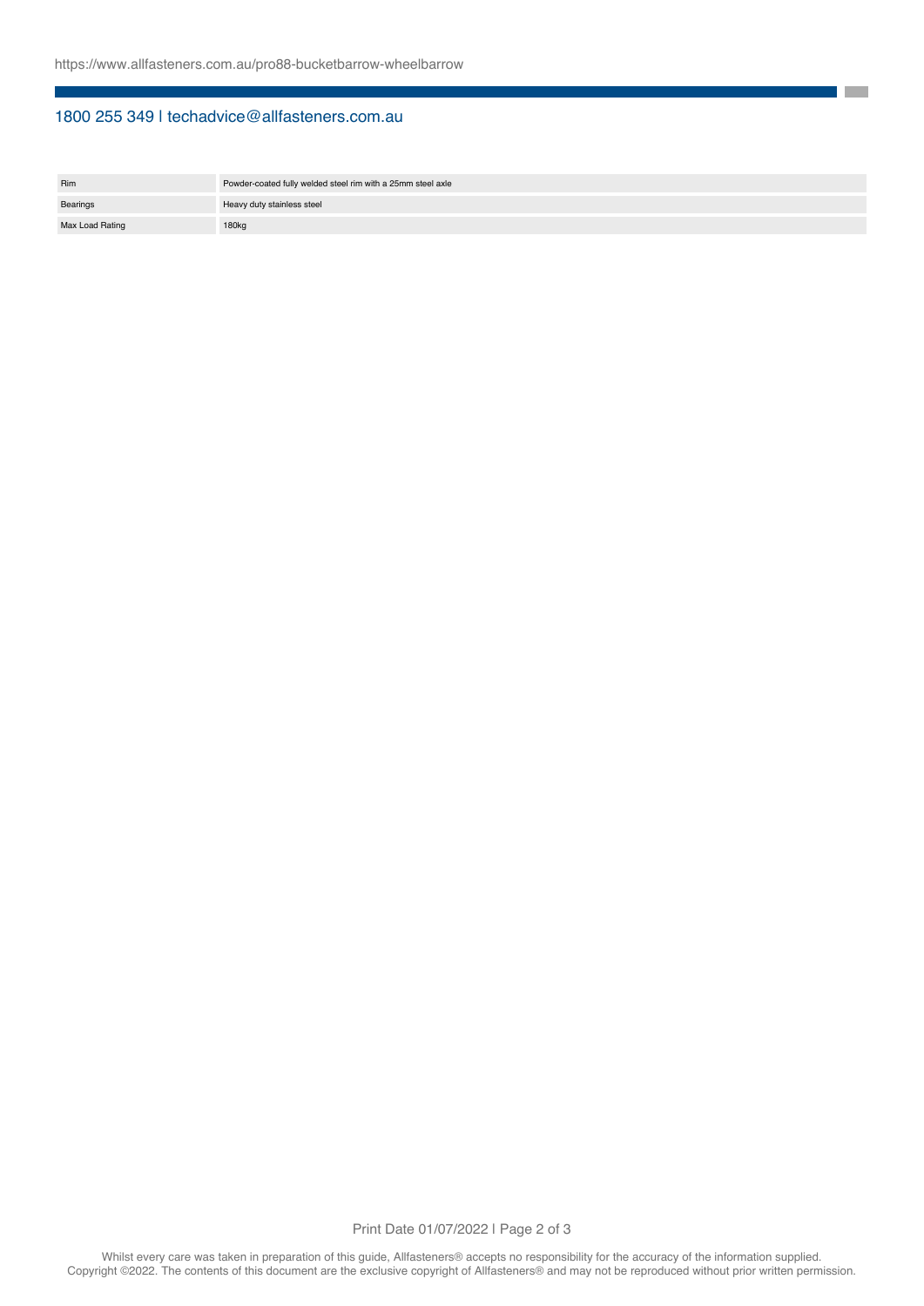| Rim | Powder-coated fully welded steel rim with a 25mm steel axle |
| --- | --- |
| Bearings | Heavy duty stainless steel |
| Max Load Rating | 180kg |

Whilst every care was taken in preparation of this guide, Allfasteners® accepts no responsibility for the accuracy of the information supplied.
Copyright ©2022. The contents of this document are the exclusive copyright of Allfasteners® and may not be reproduced without prior written permission.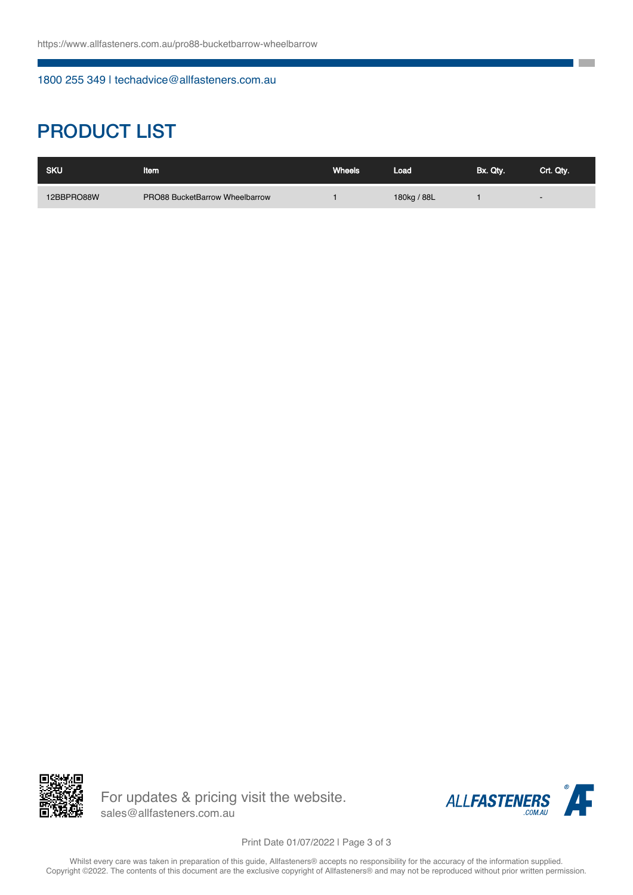https://www.allfasteners.com.au/pro88-bucketbarrow-wheelbarrow

1800 255 349 | techadvice@allfasteners.com.au

# PRODUCT LIST

| SKU | Item | Wheels | Load | Bx. Qty. | Crt. Qty. |
|---|---|---|---|---|---|
| 12BBPRO88W | PRO88 BucketBarrow Wheelbarrow | 1 | 180kg / 88L | 1 | - |

For updates & pricing visit the website.
sales@allfasteners.com.au

Whilst every care was taken in preparation of this guide, Allfasteners® accepts no responsibility for the accuracy of the information supplied. Copyright ©2022. The contents of this document are the exclusive copyright of Allfasteners® and may not be reproduced without prior written permission.